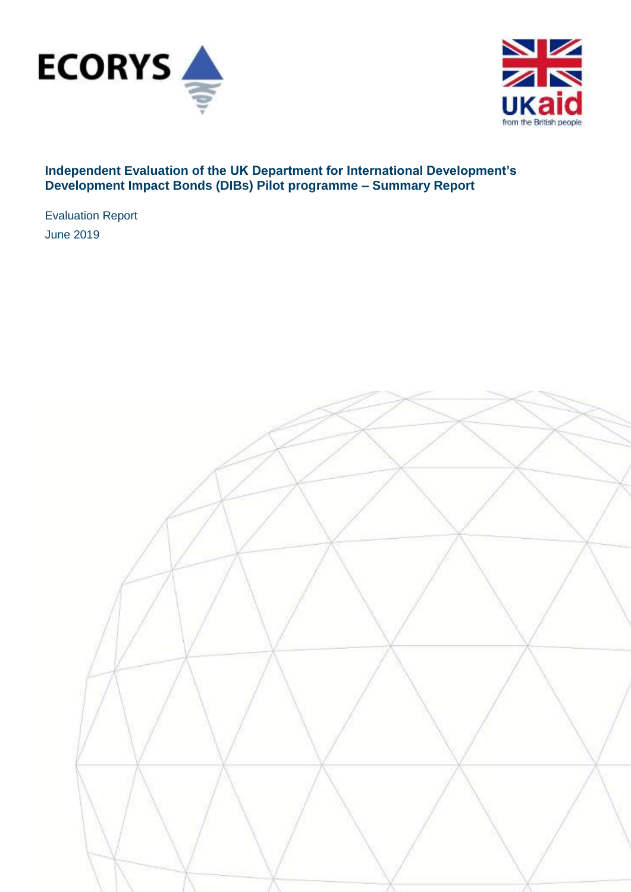**Independent Evaluation of the UK Department for International Development's Development Impact Bonds (DIBs) Pilot programme – Summary Report**

Evaluation Report

June 2019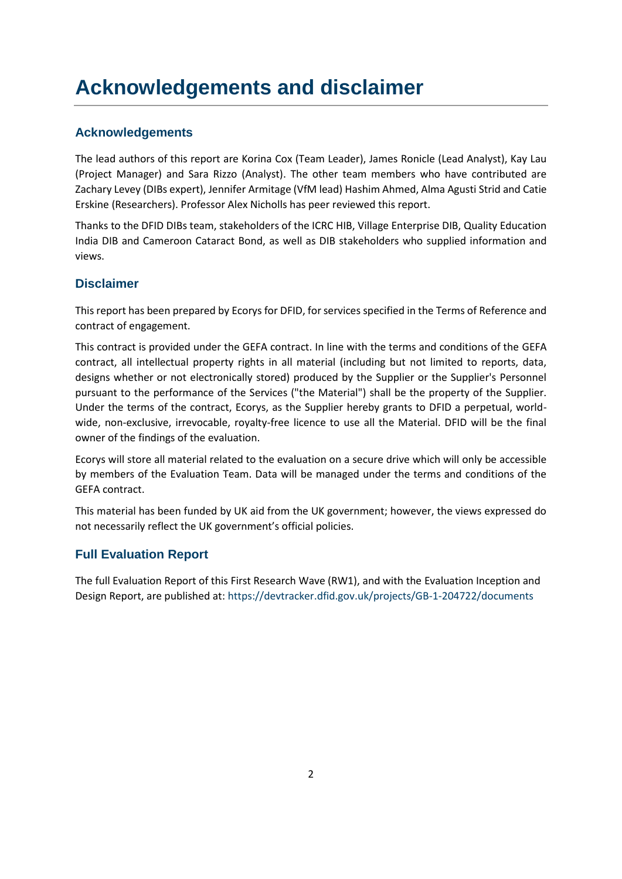# Acknowledgements and disclaimer

## Acknowledgements

The lead authors of this report are Korina Cox (Team Leader), James Ronicle (Lead Analyst), Kay Lau (Project Manager) and Sara Rizzo (Analyst). The other team members who have contributed are Zachary Levey (DIBs expert), Jennifer Armitage (VfM lead) Hashim Ahmed, Alma Agusti Strid and Catie Erskine (Researchers). Professor Alex Nicholls has peer reviewed this report.

Thanks to the DFID DIBs team, stakeholders of the ICRC HIB, Village Enterprise DIB, Quality Education India DIB and Cameroon Cataract Bond, as well as DIB stakeholders who supplied information and views.

## Disclaimer

This report has been prepared by Ecorys for DFID, for services specified in the Terms of Reference and contract of engagement.

This contract is provided under the GEFA contract. In line with the terms and conditions of the GEFA contract, all intellectual property rights in all material (including but not limited to reports, data, designs whether or not electronically stored) produced by the Supplier or the Supplier's Personnel pursuant to the performance of the Services ("the Material") shall be the property of the Supplier. Under the terms of the contract, Ecorys, as the Supplier hereby grants to DFID a perpetual, world-wide, non-exclusive, irrevocable, royalty-free licence to use all the Material. DFID will be the final owner of the findings of the evaluation.

Ecorys will store all material related to the evaluation on a secure drive which will only be accessible by members of the Evaluation Team. Data will be managed under the terms and conditions of the GEFA contract.

This material has been funded by UK aid from the UK government; however, the views expressed do not necessarily reflect the UK government's official policies.

## Full Evaluation Report

The full Evaluation Report of this First Research Wave (RW1), and with the Evaluation Inception and Design Report, are published at: https://devtracker.dfid.gov.uk/projects/GB-1-204722/documents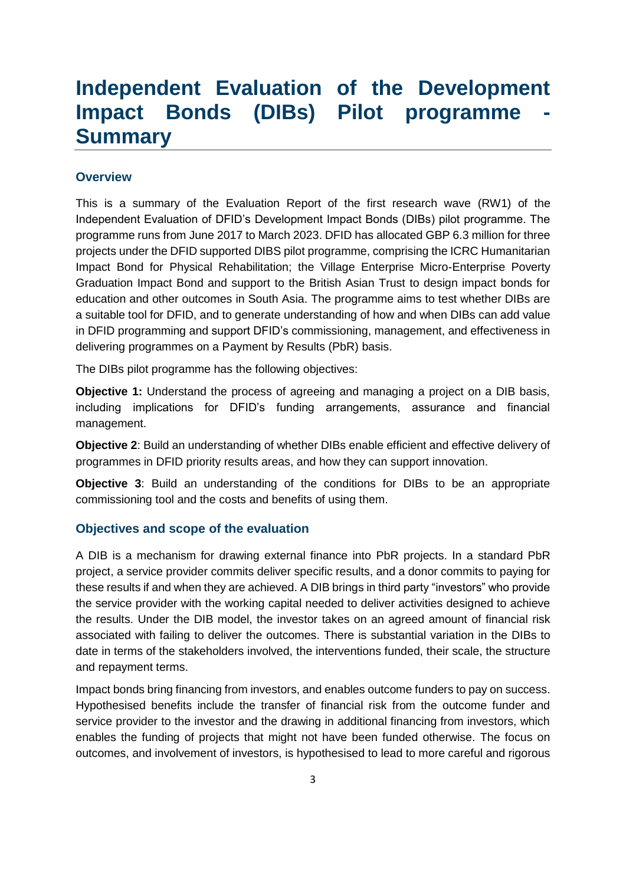# Independent Evaluation of the Development Impact Bonds (DIBs) Pilot programme - Summary

## Overview

This is a summary of the Evaluation Report of the first research wave (RW1) of the Independent Evaluation of DFID's Development Impact Bonds (DIBs) pilot programme. The programme runs from June 2017 to March 2023. DFID has allocated GBP 6.3 million for three projects under the DFID supported DIBS pilot programme, comprising the ICRC Humanitarian Impact Bond for Physical Rehabilitation; the Village Enterprise Micro-Enterprise Poverty Graduation Impact Bond and support to the British Asian Trust to design impact bonds for education and other outcomes in South Asia. The programme aims to test whether DIBs are a suitable tool for DFID, and to generate understanding of how and when DIBs can add value in DFID programming and support DFID's commissioning, management, and effectiveness in delivering programmes on a Payment by Results (PbR) basis.

The DIBs pilot programme has the following objectives:

**Objective 1:** Understand the process of agreeing and managing a project on a DIB basis, including implications for DFID's funding arrangements, assurance and financial management.

**Objective 2**: Build an understanding of whether DIBs enable efficient and effective delivery of programmes in DFID priority results areas, and how they can support innovation.

**Objective 3**: Build an understanding of the conditions for DIBs to be an appropriate commissioning tool and the costs and benefits of using them.

## Objectives and scope of the evaluation

A DIB is a mechanism for drawing external finance into PbR projects. In a standard PbR project, a service provider commits deliver specific results, and a donor commits to paying for these results if and when they are achieved. A DIB brings in third party "investors" who provide the service provider with the working capital needed to deliver activities designed to achieve the results. Under the DIB model, the investor takes on an agreed amount of financial risk associated with failing to deliver the outcomes. There is substantial variation in the DIBs to date in terms of the stakeholders involved, the interventions funded, their scale, the structure and repayment terms.

Impact bonds bring financing from investors, and enables outcome funders to pay on success. Hypothesised benefits include the transfer of financial risk from the outcome funder and service provider to the investor and the drawing in additional financing from investors, which enables the funding of projects that might not have been funded otherwise. The focus on outcomes, and involvement of investors, is hypothesised to lead to more careful and rigorous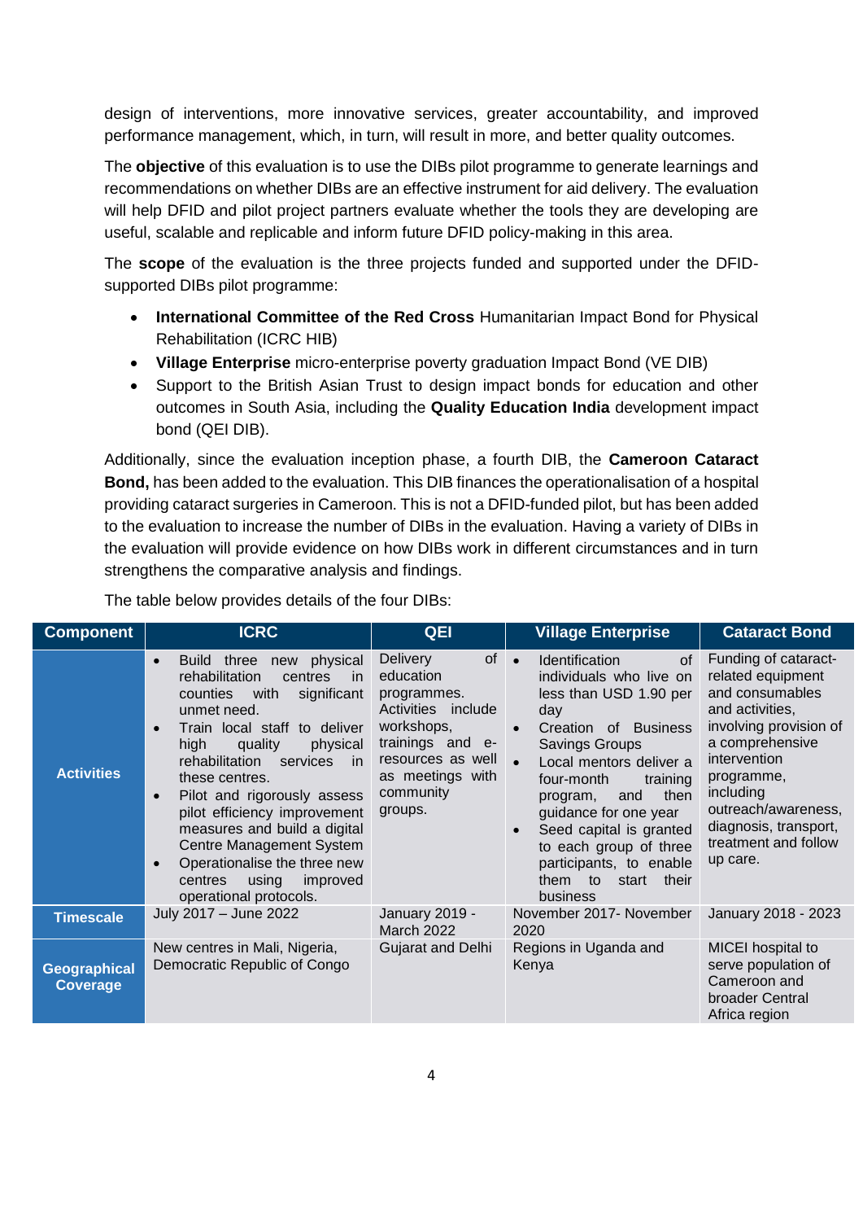design of interventions, more innovative services, greater accountability, and improved performance management, which, in turn, will result in more, and better quality outcomes.

The **objective** of this evaluation is to use the DIBs pilot programme to generate learnings and recommendations on whether DIBs are an effective instrument for aid delivery. The evaluation will help DFID and pilot project partners evaluate whether the tools they are developing are useful, scalable and replicable and inform future DFID policy-making in this area.

The **scope** of the evaluation is the three projects funded and supported under the DFID-supported DIBs pilot programme:

- **International Committee of the Red Cross** Humanitarian Impact Bond for Physical Rehabilitation (ICRC HIB)
- **Village Enterprise** micro-enterprise poverty graduation Impact Bond (VE DIB)
- Support to the British Asian Trust to design impact bonds for education and other outcomes in South Asia, including the **Quality Education India** development impact bond (QEI DIB).

Additionally, since the evaluation inception phase, a fourth DIB, the **Cameroon Cataract Bond,** has been added to the evaluation. This DIB finances the operationalisation of a hospital providing cataract surgeries in Cameroon. This is not a DFID-funded pilot, but has been added to the evaluation to increase the number of DIBs in the evaluation. Having a variety of DIBs in the evaluation will provide evidence on how DIBs work in different circumstances and in turn strengthens the comparative analysis and findings.

The table below provides details of the four DIBs:

| Component | ICRC | QEI | Village Enterprise | Cataract Bond |
|---|---|---|---|---|
| **Activities** | • Build three new physical rehabilitation centres in counties with significant unmet need.<br>• Train local staff to deliver high quality physical rehabilitation services in these centres.<br>• Pilot and rigorously assess pilot efficiency improvement measures and build a digital Centre Management System<br>• Operationalise the three new centres using improved operational protocols. | Delivery of education programmes. Activities include workshops, trainings and e-resources as well as meetings with community groups. | • Identification of individuals who live on less than USD 1.90 per day<br>• Creation of Business Savings Groups<br>• Local mentors deliver a four-month training program, and then guidance for one year<br>• Seed capital is granted to each group of three participants, to enable them to start their business | Funding of cataract-related equipment and consumables and activities, involving provision of a comprehensive intervention programme, including outreach/awareness, diagnosis, transport, treatment and follow up care. |
| **Timescale** | July 2017 – June 2022 | January 2019 - March 2022 | November 2017- November 2020 | January 2018 - 2023 |
| **Geographical Coverage** | New centres in Mali, Nigeria, Democratic Republic of Congo | Gujarat and Delhi | Regions in Uganda and Kenya | MICEI hospital to serve population of Cameroon and broader Central Africa region |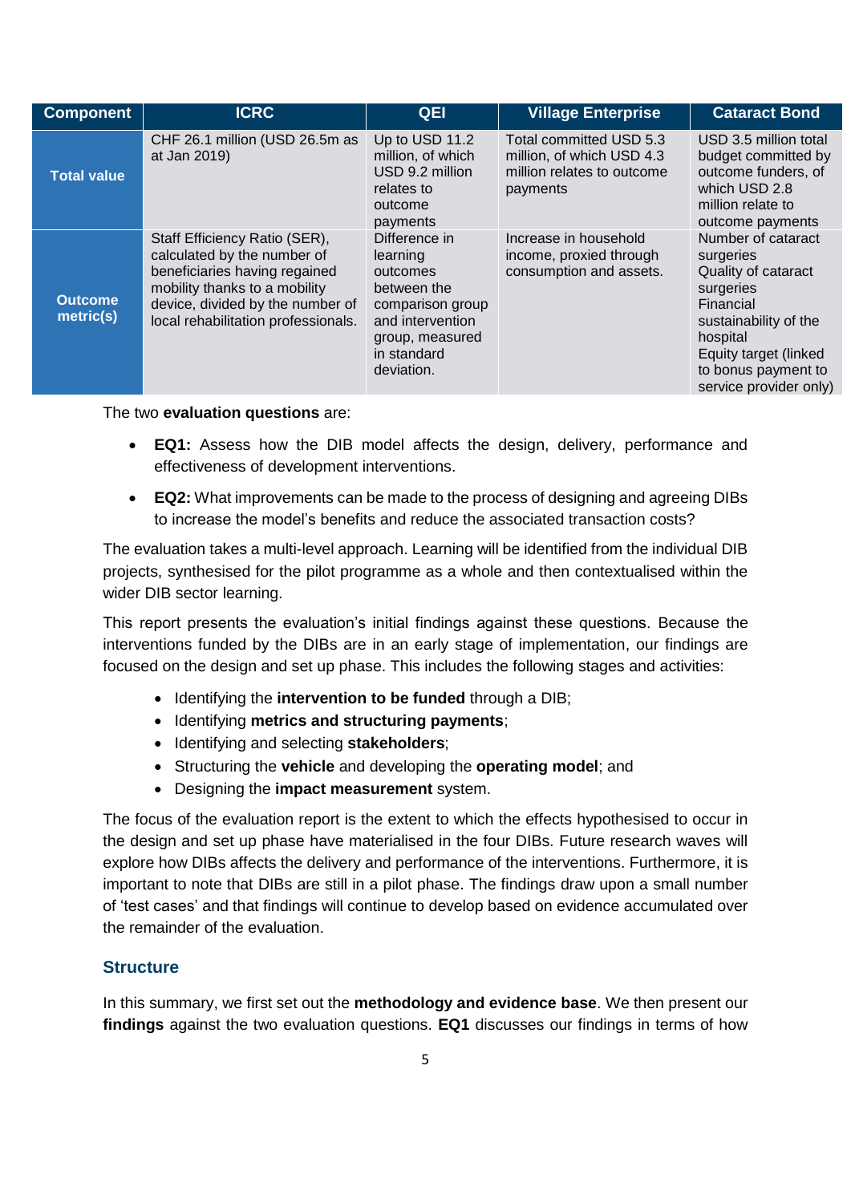| Component | ICRC | QEI | Village Enterprise | Cataract Bond |
|---|---|---|---|---|
| **Total value** | CHF 26.1 million (USD 26.5m as at Jan 2019) | Up to USD 11.2 million, of which USD 9.2 million relates to outcome payments | Total committed USD 5.3 million, of which USD 4.3 million relates to outcome payments | USD 3.5 million total budget committed by outcome funders, of which USD 2.8 million relate to outcome payments |
| **Outcome metric(s)** | Staff Efficiency Ratio (SER), calculated by the number of beneficiaries having regained mobility thanks to a mobility device, divided by the number of local rehabilitation professionals. | Difference in learning outcomes between the comparison group and intervention group, measured in standard deviation. | Increase in household income, proxied through consumption and assets. | Number of cataract surgeries<br>Quality of cataract surgeries<br>Financial sustainability of the hospital<br>Equity target (linked to bonus payment to service provider only) |

The two **evaluation questions** are:

- **EQ1:** Assess how the DIB model affects the design, delivery, performance and effectiveness of development interventions.
- **EQ2:** What improvements can be made to the process of designing and agreeing DIBs to increase the model's benefits and reduce the associated transaction costs?

The evaluation takes a multi-level approach. Learning will be identified from the individual DIB projects, synthesised for the pilot programme as a whole and then contextualised within the wider DIB sector learning.

This report presents the evaluation's initial findings against these questions. Because the interventions funded by the DIBs are in an early stage of implementation, our findings are focused on the design and set up phase. This includes the following stages and activities:

- Identifying the **intervention to be funded** through a DIB;
- Identifying **metrics and structuring payments**;
- Identifying and selecting **stakeholders**;
- Structuring the **vehicle** and developing the **operating model**; and
- Designing the **impact measurement** system.

The focus of the evaluation report is the extent to which the effects hypothesised to occur in the design and set up phase have materialised in the four DIBs. Future research waves will explore how DIBs affects the delivery and performance of the interventions. Furthermore, it is important to note that DIBs are still in a pilot phase. The findings draw upon a small number of 'test cases' and that findings will continue to develop based on evidence accumulated over the remainder of the evaluation.

### Structure

In this summary, we first set out the **methodology and evidence base**. We then present our **findings** against the two evaluation questions. **EQ1** discusses our findings in terms of how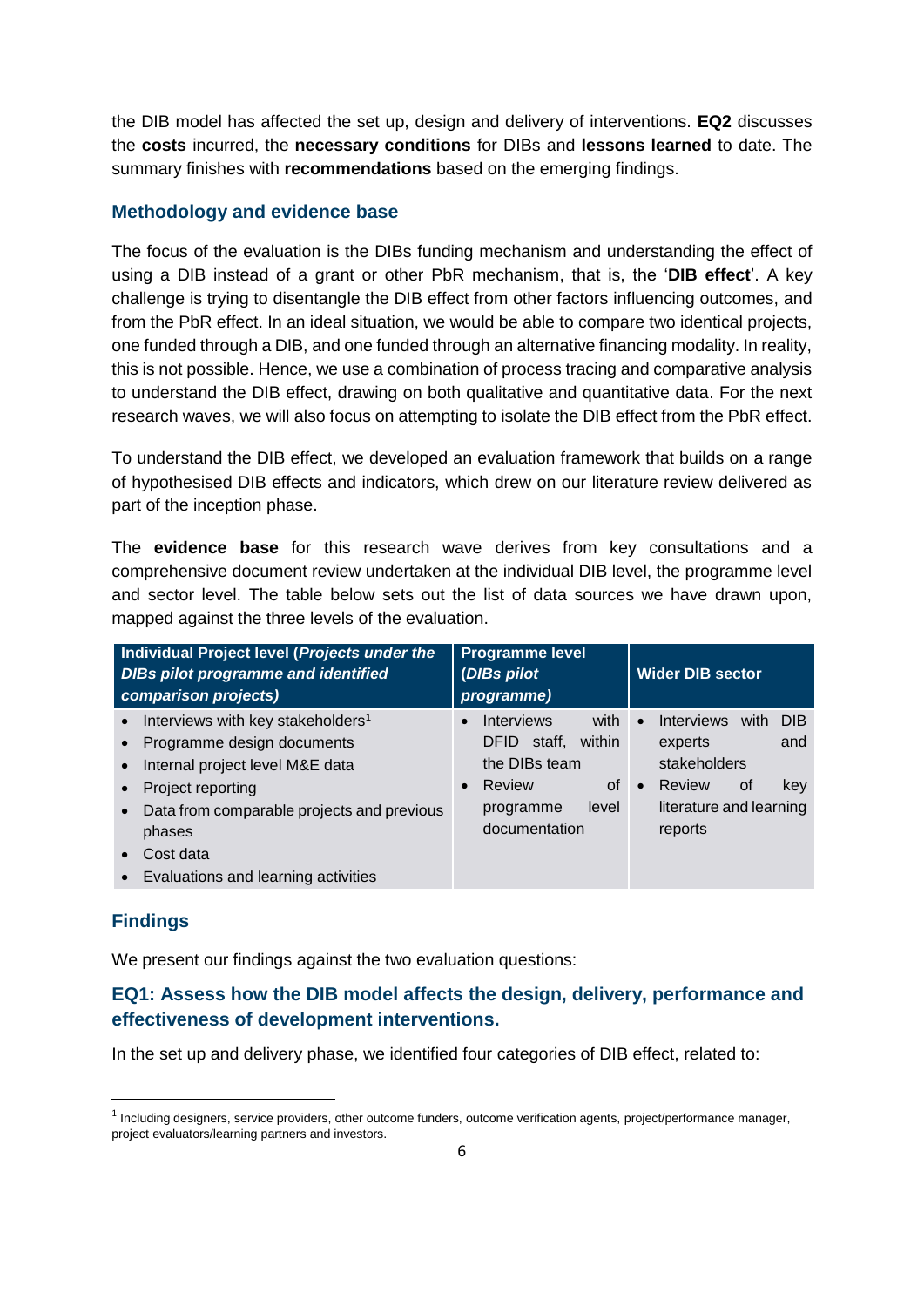the DIB model has affected the set up, design and delivery of interventions. **EQ2** discusses the **costs** incurred, the **necessary conditions** for DIBs and **lessons learned** to date. The summary finishes with **recommendations** based on the emerging findings.

### Methodology and evidence base

The focus of the evaluation is the DIBs funding mechanism and understanding the effect of using a DIB instead of a grant or other PbR mechanism, that is, the '**DIB effect**'. A key challenge is trying to disentangle the DIB effect from other factors influencing outcomes, and from the PbR effect. In an ideal situation, we would be able to compare two identical projects, one funded through a DIB, and one funded through an alternative financing modality. In reality, this is not possible. Hence, we use a combination of process tracing and comparative analysis to understand the DIB effect, drawing on both qualitative and quantitative data. For the next research waves, we will also focus on attempting to isolate the DIB effect from the PbR effect.

To understand the DIB effect, we developed an evaluation framework that builds on a range of hypothesised DIB effects and indicators, which drew on our literature review delivered as part of the inception phase.

The **evidence base** for this research wave derives from key consultations and a comprehensive document review undertaken at the individual DIB level, the programme level and sector level. The table below sets out the list of data sources we have drawn upon, mapped against the three levels of the evaluation.

| **Individual Project level (*Projects under the DIBs pilot programme and identified comparison projects*)** | **Programme level (*DIBs pilot programme*)** | **Wider DIB sector** |
|---|---|---|
| • Interviews with key stakeholders[1]<br>• Programme design documents<br>• Internal project level M&E data<br>• Project reporting<br>• Data from comparable projects and previous phases<br>• Cost data<br>• Evaluations and learning activities | • Interviews with DFID staff, within the DIBs team<br>• Review of programme level documentation | • Interviews with DIB experts and stakeholders<br>• Review of key literature and learning reports |

### Findings

We present our findings against the two evaluation questions:

### EQ1: Assess how the DIB model affects the design, delivery, performance and effectiveness of development interventions.

In the set up and delivery phase, we identified four categories of DIB effect, related to:

[1] Including designers, service providers, other outcome funders, outcome verification agents, project/performance manager, project evaluators/learning partners and investors.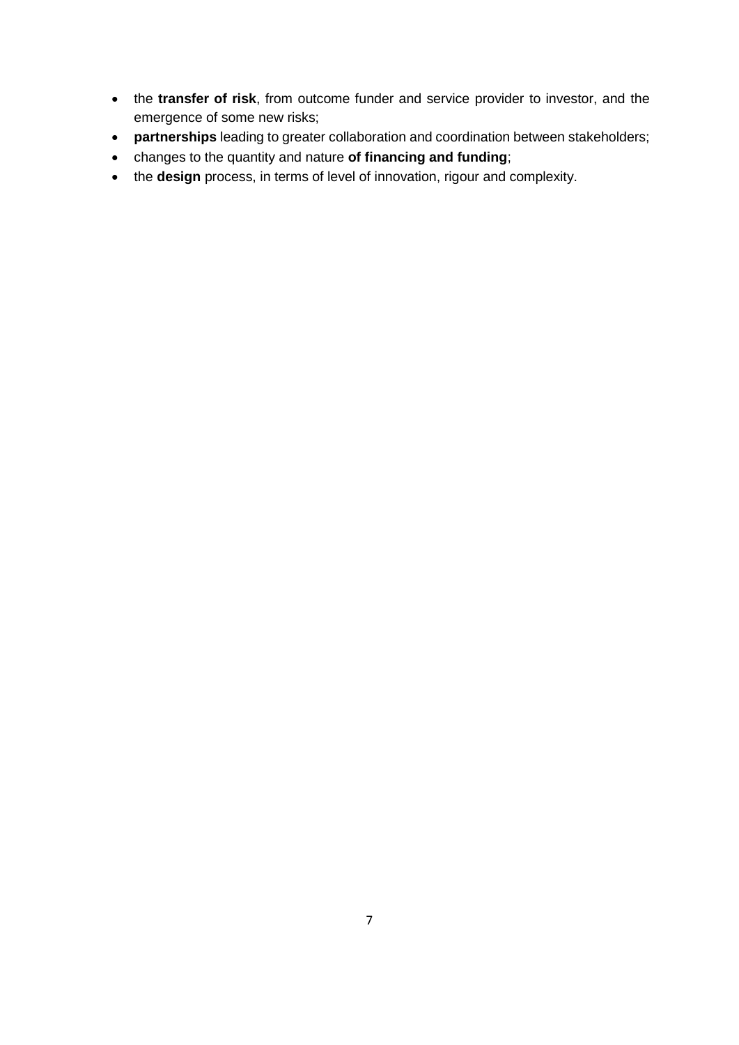- the **transfer of risk**, from outcome funder and service provider to investor, and the emergence of some new risks;
- **partnerships** leading to greater collaboration and coordination between stakeholders;
- changes to the quantity and nature **of financing and funding**;
- the **design** process, in terms of level of innovation, rigour and complexity.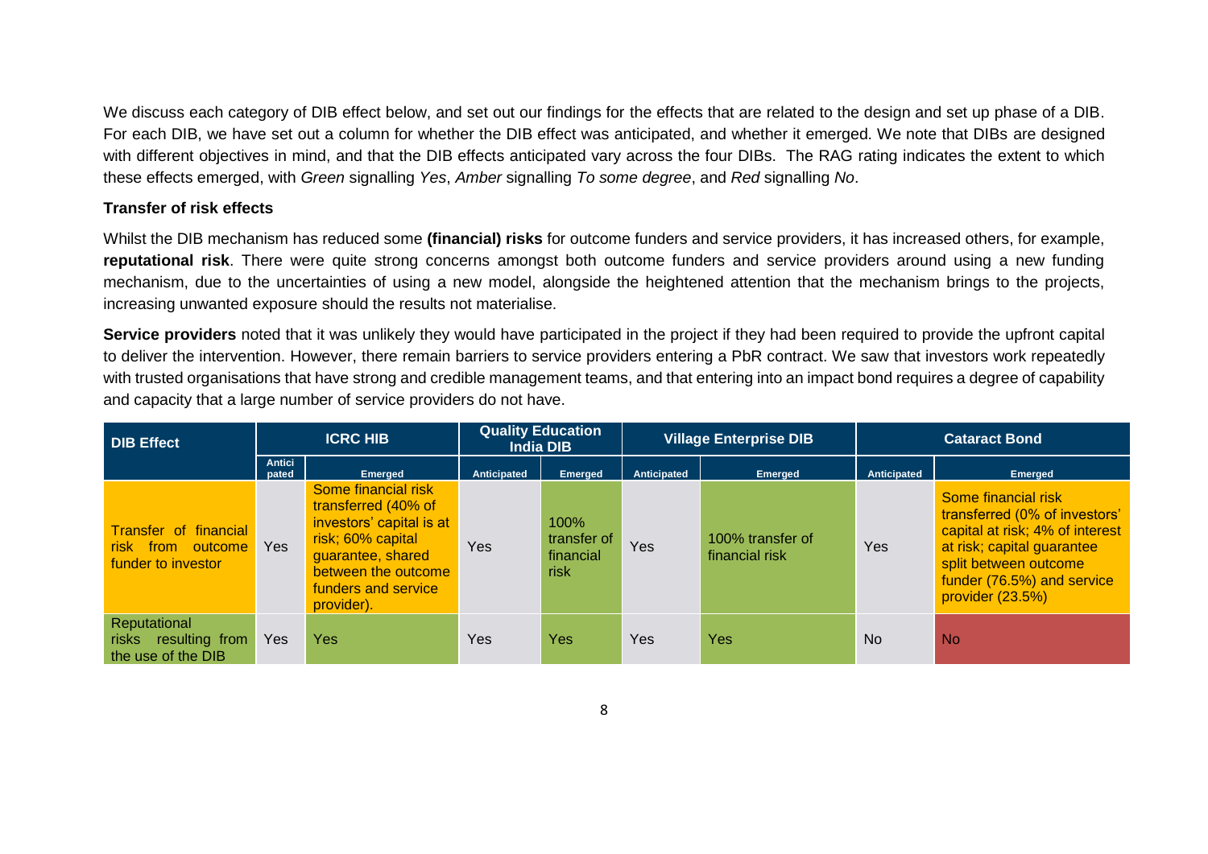We discuss each category of DIB effect below, and set out our findings for the effects that are related to the design and set up phase of a DIB. For each DIB, we have set out a column for whether the DIB effect was anticipated, and whether it emerged. We note that DIBs are designed with different objectives in mind, and that the DIB effects anticipated vary across the four DIBs. The RAG rating indicates the extent to which these effects emerged, with *Green* signalling *Yes*, *Amber* signalling *To some degree*, and *Red* signalling *No*.

**Transfer of risk effects**

Whilst the DIB mechanism has reduced some **(financial) risks** for outcome funders and service providers, it has increased others, for example, **reputational risk**. There were quite strong concerns amongst both outcome funders and service providers around using a new funding mechanism, due to the uncertainties of using a new model, alongside the heightened attention that the mechanism brings to the projects, increasing unwanted exposure should the results not materialise.

**Service providers** noted that it was unlikely they would have participated in the project if they had been required to provide the upfront capital to deliver the intervention. However, there remain barriers to service providers entering a PbR contract. We saw that investors work repeatedly with trusted organisations that have strong and credible management teams, and that entering into an impact bond requires a degree of capability and capacity that a large number of service providers do not have.

| DIB Effect | ICRC HIB | | Quality Education India DIB | | Village Enterprise DIB | | Cataract Bond | |
|---|---|---|---|---|---|---|---|---|
| | Anticipated | Emerged | Anticipated | Emerged | Anticipated | Emerged | Anticipated | Emerged |
| Transfer of financial risk from outcome funder to investor | Yes | Some financial risk transferred (40% of investors' capital is at risk; 60% capital guarantee, shared between the outcome funders and service provider). | Yes | 100% transfer of financial risk | Yes | 100% transfer of financial risk | Yes | Some financial risk transferred (0% of investors' capital at risk; 4% of interest at risk; capital guarantee split between outcome funder (76.5%) and service provider (23.5%) |
| Reputational risks resulting from the use of the DIB | Yes | Yes | Yes | Yes | Yes | Yes | No | No |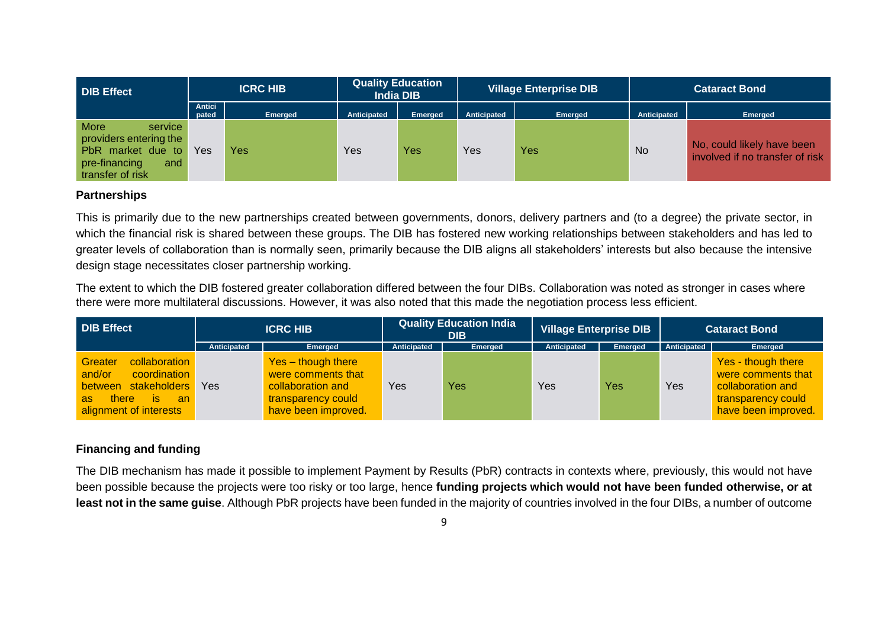| DIB Effect | ICRC HIB | | Quality Education India DIB | | Village Enterprise DIB | | Cataract Bond | |
|---|---|---|---|---|---|---|---|---|
| | Anticipated | Emerged | Anticipated | Emerged | Anticipated | Emerged | Anticipated | Emerged |
| More service providers entering the PbR market due to pre-financing and transfer of risk | Yes | Yes | Yes | Yes | Yes | Yes | No | No, could likely have been involved if no transfer of risk |

**Partnerships**

This is primarily due to the new partnerships created between governments, donors, delivery partners and (to a degree) the private sector, in which the financial risk is shared between these groups. The DIB has fostered new working relationships between stakeholders and has led to greater levels of collaboration than is normally seen, primarily because the DIB aligns all stakeholders' interests but also because the intensive design stage necessitates closer partnership working.

The extent to which the DIB fostered greater collaboration differed between the four DIBs. Collaboration was noted as stronger in cases where there were more multilateral discussions. However, it was also noted that this made the negotiation process less efficient.

| DIB Effect | ICRC HIB | | Quality Education India DIB | | Village Enterprise DIB | | Cataract Bond | |
|---|---|---|---|---|---|---|---|---|
| | Anticipated | Emerged | Anticipated | Emerged | Anticipated | Emerged | Anticipated | Emerged |
| Greater collaboration and/or coordination between stakeholders as there is an alignment of interests | Yes | Yes – though there were comments that collaboration and transparency could have been improved. | Yes | Yes | Yes | Yes | Yes | Yes - though there were comments that collaboration and transparency could have been improved. |

**Financing and funding**

The DIB mechanism has made it possible to implement Payment by Results (PbR) contracts in contexts where, previously, this would not have been possible because the projects were too risky or too large, hence **funding projects which would not have been funded otherwise, or at least not in the same guise**. Although PbR projects have been funded in the majority of countries involved in the four DIBs, a number of outcome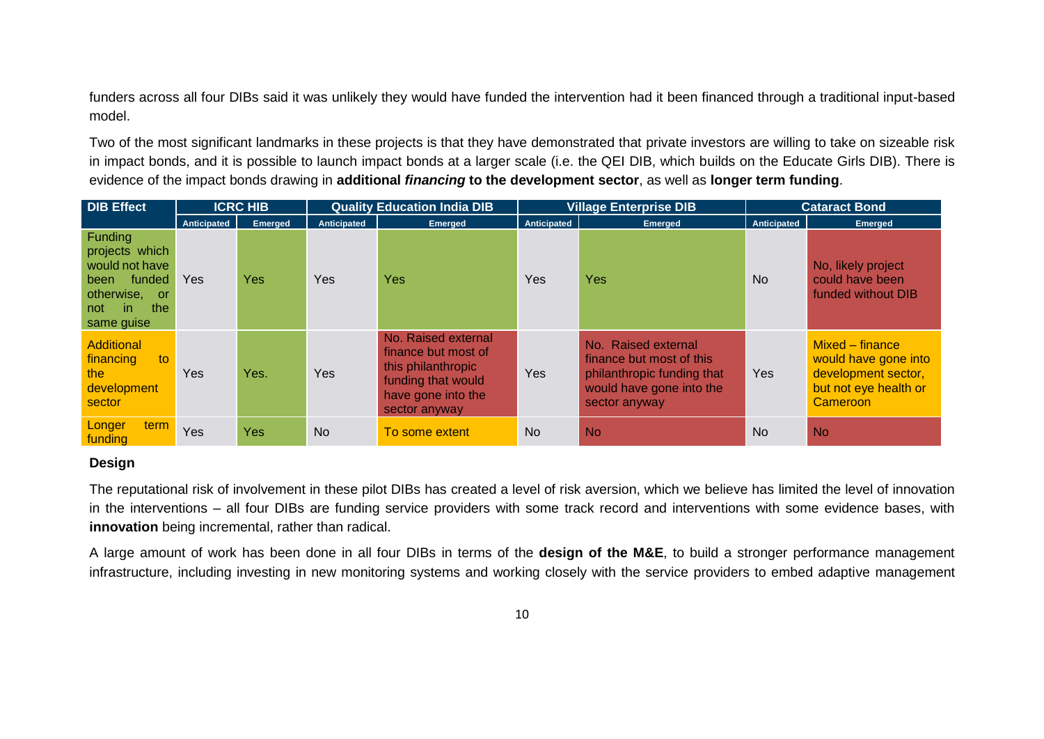funders across all four DIBs said it was unlikely they would have funded the intervention had it been financed through a traditional input-based model.

Two of the most significant landmarks in these projects is that they have demonstrated that private investors are willing to take on sizeable risk in impact bonds, and it is possible to launch impact bonds at a larger scale (i.e. the QEI DIB, which builds on the Educate Girls DIB). There is evidence of the impact bonds drawing in **additional *financing* to the development sector**, as well as **longer term funding**.

| DIB Effect | ICRC HIB | | Quality Education India DIB | | Village Enterprise DIB | | Cataract Bond | |
|---|---|---|---|---|---|---|---|---|
| | Anticipated | Emerged | Anticipated | Emerged | Anticipated | Emerged | Anticipated | Emerged |
| Funding projects which would not have been funded otherwise, or not in the same guise | Yes | Yes | Yes | Yes | Yes | Yes | No | No, likely project could have been funded without DIB |
| Additional financing to the development sector | Yes | Yes. | Yes | No. Raised external finance but most of this philanthropic funding that would have gone into the sector anyway | Yes | No. Raised external finance but most of this philanthropic funding that would have gone into the sector anyway | Yes | Mixed – finance would have gone into development sector, but not eye health or Cameroon |
| Longer term funding | Yes | Yes | No | To some extent | No | No | No | No |

**Design**

The reputational risk of involvement in these pilot DIBs has created a level of risk aversion, which we believe has limited the level of innovation in the interventions – all four DIBs are funding service providers with some track record and interventions with some evidence bases, with **innovation** being incremental, rather than radical.

A large amount of work has been done in all four DIBs in terms of the **design of the M&E**, to build a stronger performance management infrastructure, including investing in new monitoring systems and working closely with the service providers to embed adaptive management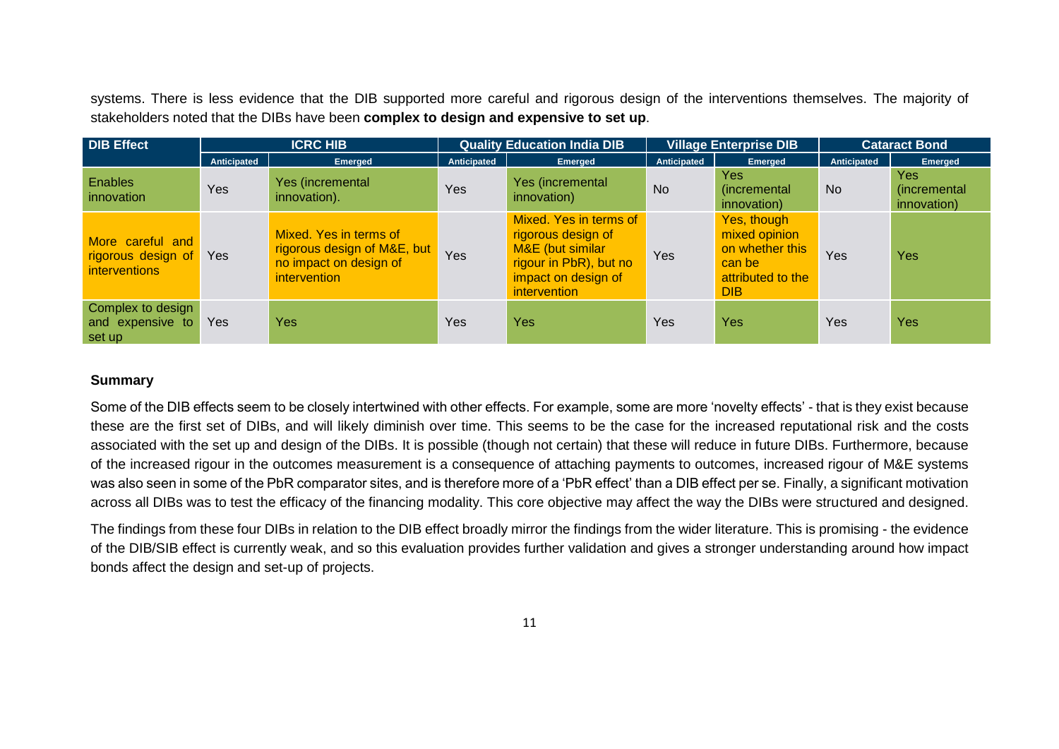systems. There is less evidence that the DIB supported more careful and rigorous design of the interventions themselves. The majority of stakeholders noted that the DIBs have been **complex to design and expensive to set up**.

| DIB Effect | ICRC HIB | | Quality Education India DIB | | Village Enterprise DIB | | Cataract Bond | |
|---|---|---|---|---|---|---|---|---|
| | Anticipated | Emerged | Anticipated | Emerged | Anticipated | Emerged | Anticipated | Emerged |
| Enables innovation | Yes | Yes (incremental innovation). | Yes | Yes (incremental innovation) | No | Yes (incremental innovation) | No | Yes (incremental innovation) |
| More careful and rigorous design of interventions | Yes | Mixed. Yes in terms of rigorous design of M&E, but no impact on design of intervention | Yes | Mixed. Yes in terms of rigorous design of M&E (but similar rigour in PbR), but no impact on design of intervention | Yes | Yes, though mixed opinion on whether this can be attributed to the DIB | Yes | Yes |
| Complex to design and expensive to set up | Yes | Yes | Yes | Yes | Yes | Yes | Yes | Yes |

**Summary**

Some of the DIB effects seem to be closely intertwined with other effects. For example, some are more 'novelty effects' - that is they exist because these are the first set of DIBs, and will likely diminish over time. This seems to be the case for the increased reputational risk and the costs associated with the set up and design of the DIBs. It is possible (though not certain) that these will reduce in future DIBs. Furthermore, because of the increased rigour in the outcomes measurement is a consequence of attaching payments to outcomes, increased rigour of M&E systems was also seen in some of the PbR comparator sites, and is therefore more of a 'PbR effect' than a DIB effect per se. Finally, a significant motivation across all DIBs was to test the efficacy of the financing modality. This core objective may affect the way the DIBs were structured and designed.

The findings from these four DIBs in relation to the DIB effect broadly mirror the findings from the wider literature. This is promising - the evidence of the DIB/SIB effect is currently weak, and so this evaluation provides further validation and gives a stronger understanding around how impact bonds affect the design and set-up of projects.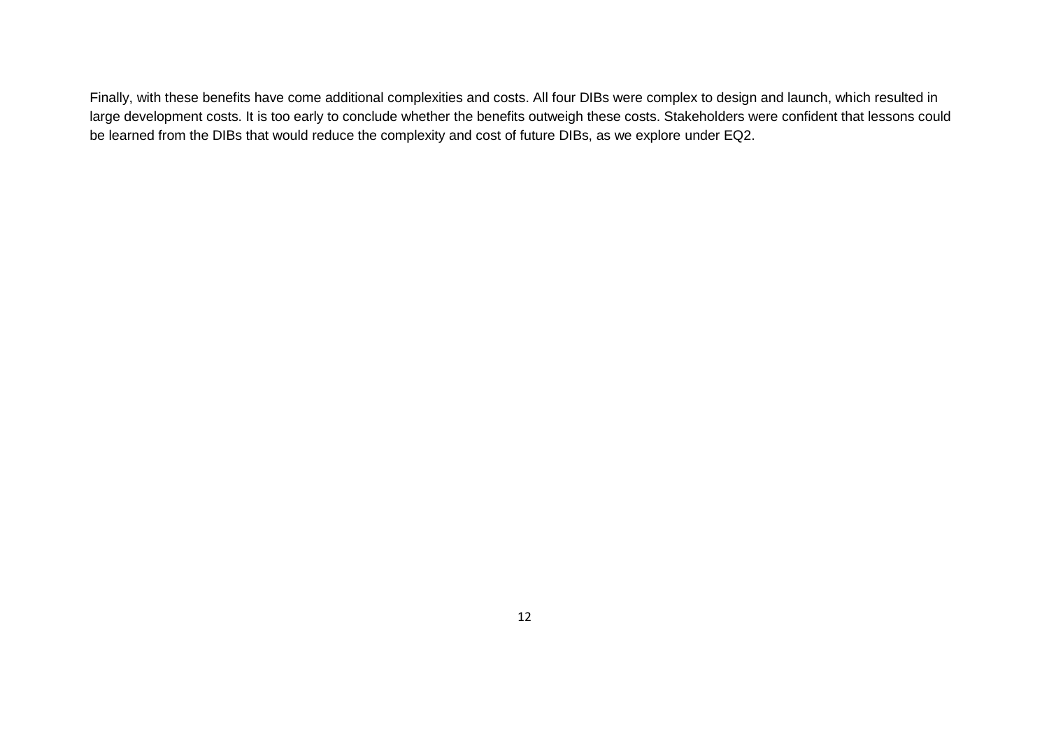Finally, with these benefits have come additional complexities and costs. All four DIBs were complex to design and launch, which resulted in large development costs. It is too early to conclude whether the benefits outweigh these costs. Stakeholders were confident that lessons could be learned from the DIBs that would reduce the complexity and cost of future DIBs, as we explore under EQ2.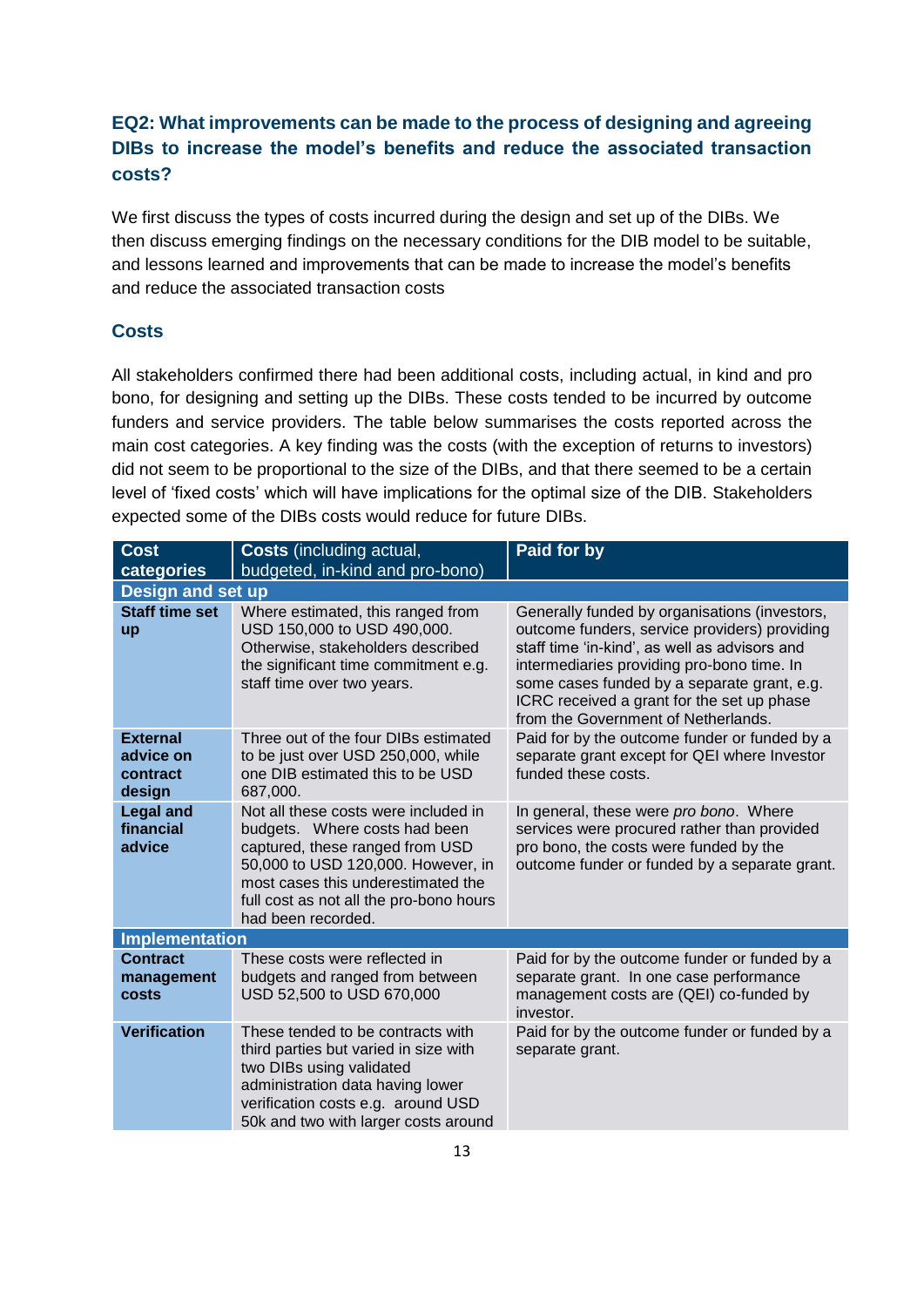### EQ2: What improvements can be made to the process of designing and agreeing DIBs to increase the model's benefits and reduce the associated transaction costs?

We first discuss the types of costs incurred during the design and set up of the DIBs. We then discuss emerging findings on the necessary conditions for the DIB model to be suitable, and lessons learned and improvements that can be made to increase the model's benefits and reduce the associated transaction costs

### Costs

All stakeholders confirmed there had been additional costs, including actual, in kind and pro bono, for designing and setting up the DIBs. These costs tended to be incurred by outcome funders and service providers. The table below summarises the costs reported across the main cost categories. A key finding was the costs (with the exception of returns to investors) did not seem to be proportional to the size of the DIBs, and that there seemed to be a certain level of 'fixed costs' which will have implications for the optimal size of the DIB. Stakeholders expected some of the DIBs costs would reduce for future DIBs.

| Cost categories | **Costs** (including actual, budgeted, in-kind and pro-bono) | Paid for by |
|---|---|---|
| **Design and set up** | | |
| **Staff time set up** | Where estimated, this ranged from USD 150,000 to USD 490,000. Otherwise, stakeholders described the significant time commitment e.g. staff time over two years. | Generally funded by organisations (investors, outcome funders, service providers) providing staff time 'in-kind', as well as advisors and intermediaries providing pro-bono time. In some cases funded by a separate grant, e.g. ICRC received a grant for the set up phase from the Government of Netherlands. |
| **External advice on contract design** | Three out of the four DIBs estimated to be just over USD 250,000, while one DIB estimated this to be USD 687,000. | Paid for by the outcome funder or funded by a separate grant except for QEI where Investor funded these costs. |
| **Legal and financial advice** | Not all these costs were included in budgets. Where costs had been captured, these ranged from USD 50,000 to USD 120,000. However, in most cases this underestimated the full cost as not all the pro-bono hours had been recorded. | In general, these were *pro bono*. Where services were procured rather than provided pro bono, the costs were funded by the outcome funder or funded by a separate grant. |
| **Implementation** | | |
| **Contract management costs** | These costs were reflected in budgets and ranged from between USD 52,500 to USD 670,000 | Paid for by the outcome funder or funded by a separate grant. In one case performance management costs are (QEI) co-funded by investor. |
| **Verification** | These tended to be contracts with third parties but varied in size with two DIBs using validated administration data having lower verification costs e.g. around USD 50k and two with larger costs around | Paid for by the outcome funder or funded by a separate grant. |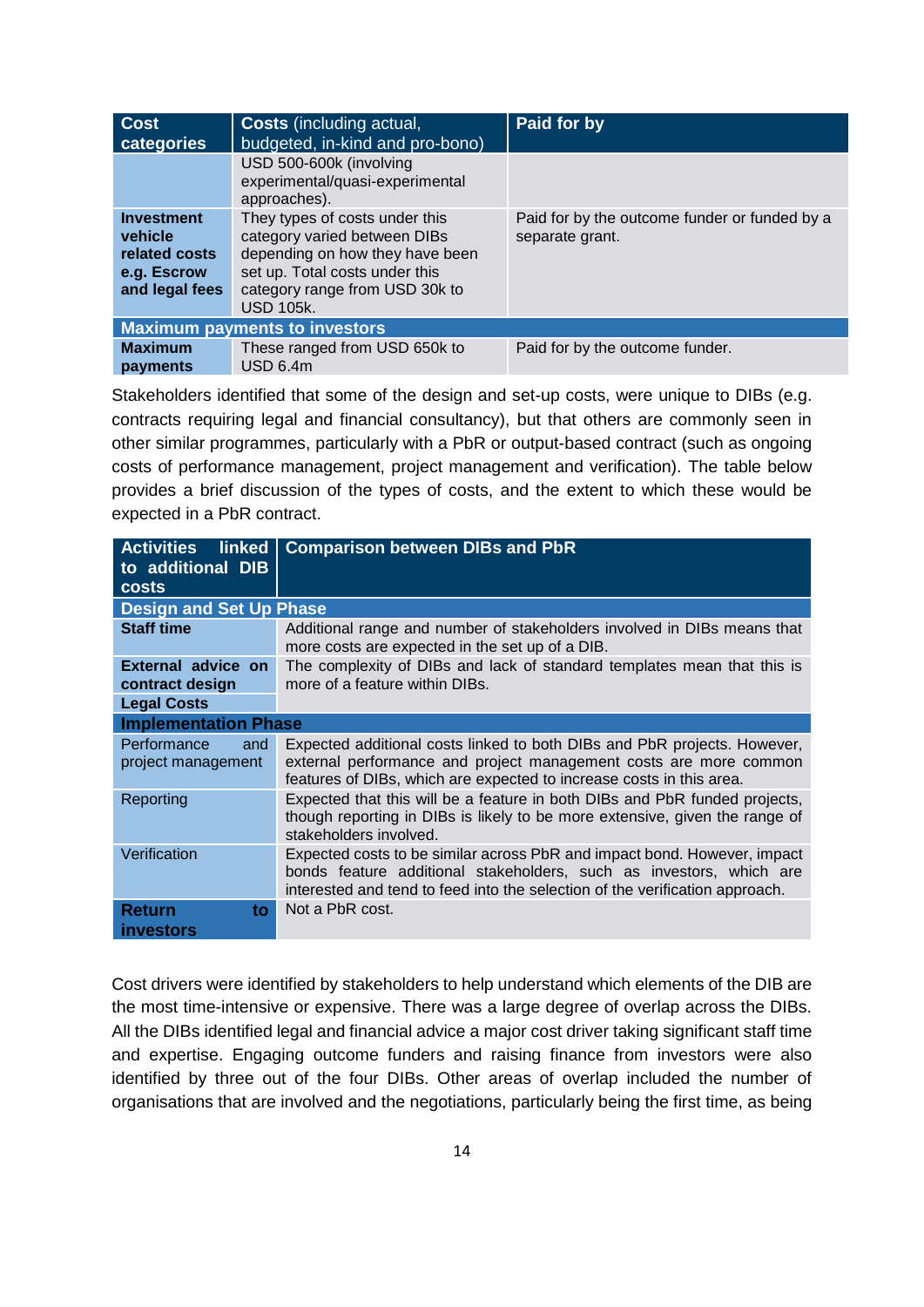| Cost categories | Costs (including actual, budgeted, in-kind and pro-bono) | Paid for by |
|---|---|---|
| | USD 500-600k (involving experimental/quasi-experimental approaches). | |
| **Investment vehicle related costs e.g. Escrow and legal fees** | They types of costs under this category varied between DIBs depending on how they have been set up. Total costs under this category range from USD 30k to USD 105k. | Paid for by the outcome funder or funded by a separate grant. |
| **Maximum payments to investors** | | |
| **Maximum payments** | These ranged from USD 650k to USD 6.4m | Paid for by the outcome funder. |

Stakeholders identified that some of the design and set-up costs, were unique to DIBs (e.g. contracts requiring legal and financial consultancy), but that others are commonly seen in other similar programmes, particularly with a PbR or output-based contract (such as ongoing costs of performance management, project management and verification). The table below provides a brief discussion of the types of costs, and the extent to which these would be expected in a PbR contract.

| Activities linked to additional DIB costs | Comparison between DIBs and PbR |
|---|---|
| **Design and Set Up Phase** | |
| **Staff time** | Additional range and number of stakeholders involved in DIBs means that more costs are expected in the set up of a DIB. |
| **External advice on contract design** | The complexity of DIBs and lack of standard templates mean that this is more of a feature within DIBs. |
| **Legal Costs** | |
| **Implementation Phase** | |
| Performance and project management | Expected additional costs linked to both DIBs and PbR projects. However, external performance and project management costs are more common features of DIBs, which are expected to increase costs in this area. |
| Reporting | Expected that this will be a feature in both DIBs and PbR funded projects, though reporting in DIBs is likely to be more extensive, given the range of stakeholders involved. |
| Verification | Expected costs to be similar across PbR and impact bond. However, impact bonds feature additional stakeholders, such as investors, which are interested and tend to feed into the selection of the verification approach. |
| **Return to investors** | Not a PbR cost. |

Cost drivers were identified by stakeholders to help understand which elements of the DIB are the most time-intensive or expensive. There was a large degree of overlap across the DIBs. All the DIBs identified legal and financial advice a major cost driver taking significant staff time and expertise. Engaging outcome funders and raising finance from investors were also identified by three out of the four DIBs. Other areas of overlap included the number of organisations that are involved and the negotiations, particularly being the first time, as being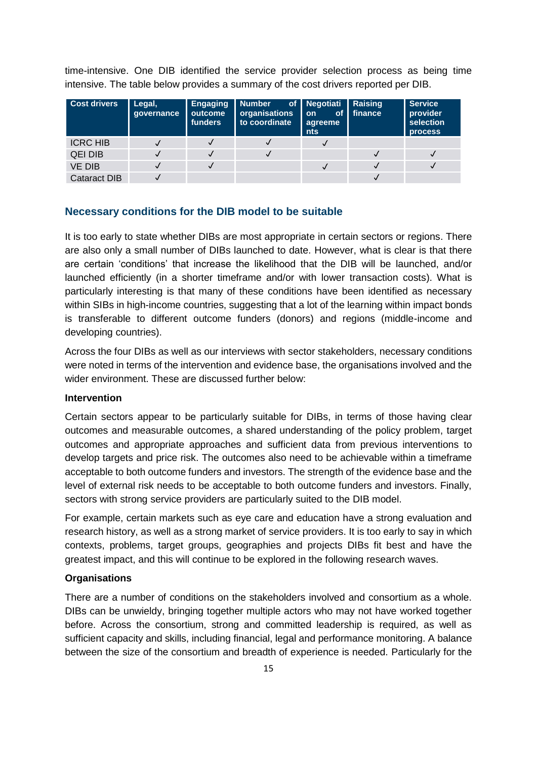time-intensive. One DIB identified the service provider selection process as being time intensive. The table below provides a summary of the cost drivers reported per DIB.

| Cost drivers | Legal, governance | Engaging outcome funders | Number of organisations to coordinate | Negotiation of agreements | Raising finance | Service provider selection process |
|---|---|---|---|---|---|---|
| ICRC HIB | ✓ | ✓ | ✓ | ✓ | | |
| QEI DIB | ✓ | ✓ | ✓ | | ✓ | ✓ |
| VE DIB | ✓ | ✓ | | ✓ | ✓ | ✓ |
| Cataract DIB | ✓ | | | | ✓ | |

## Necessary conditions for the DIB model to be suitable

It is too early to state whether DIBs are most appropriate in certain sectors or regions. There are also only a small number of DIBs launched to date. However, what is clear is that there are certain 'conditions' that increase the likelihood that the DIB will be launched, and/or launched efficiently (in a shorter timeframe and/or with lower transaction costs). What is particularly interesting is that many of these conditions have been identified as necessary within SIBs in high-income countries, suggesting that a lot of the learning within impact bonds is transferable to different outcome funders (donors) and regions (middle-income and developing countries).

Across the four DIBs as well as our interviews with sector stakeholders, necessary conditions were noted in terms of the intervention and evidence base, the organisations involved and the wider environment. These are discussed further below:

**Intervention**

Certain sectors appear to be particularly suitable for DIBs, in terms of those having clear outcomes and measurable outcomes, a shared understanding of the policy problem, target outcomes and appropriate approaches and sufficient data from previous interventions to develop targets and price risk. The outcomes also need to be achievable within a timeframe acceptable to both outcome funders and investors. The strength of the evidence base and the level of external risk needs to be acceptable to both outcome funders and investors. Finally, sectors with strong service providers are particularly suited to the DIB model.

For example, certain markets such as eye care and education have a strong evaluation and research history, as well as a strong market of service providers. It is too early to say in which contexts, problems, target groups, geographies and projects DIBs fit best and have the greatest impact, and this will continue to be explored in the following research waves.

**Organisations**

There are a number of conditions on the stakeholders involved and consortium as a whole. DIBs can be unwieldy, bringing together multiple actors who may not have worked together before. Across the consortium, strong and committed leadership is required, as well as sufficient capacity and skills, including financial, legal and performance monitoring. A balance between the size of the consortium and breadth of experience is needed. Particularly for the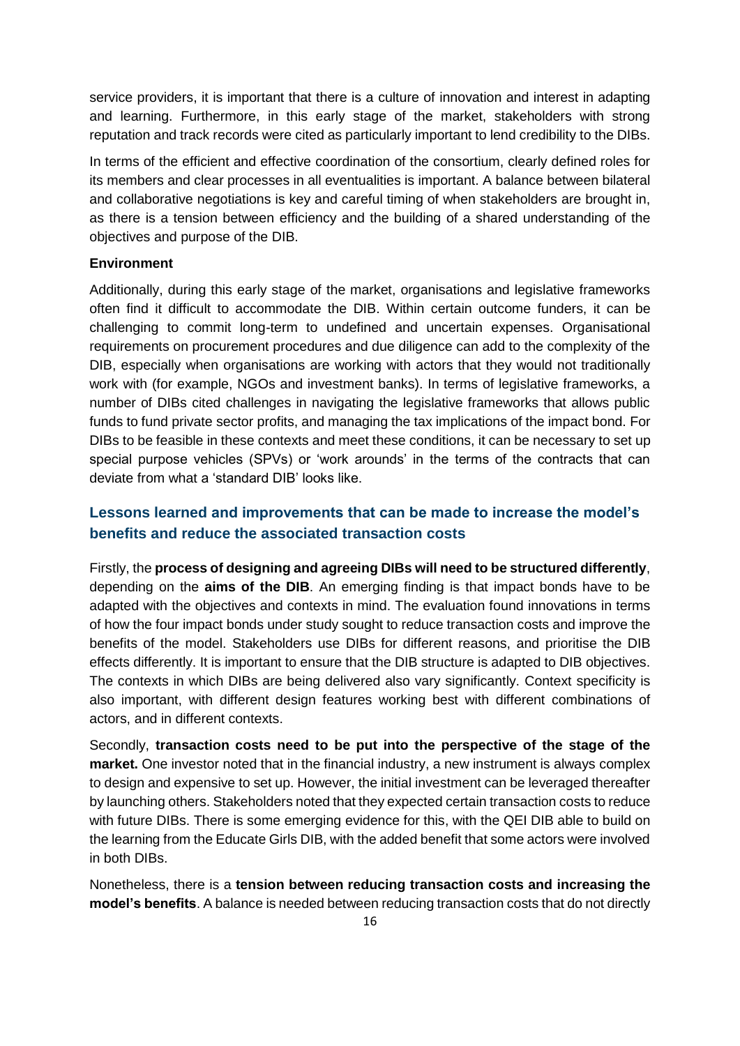service providers, it is important that there is a culture of innovation and interest in adapting and learning. Furthermore, in this early stage of the market, stakeholders with strong reputation and track records were cited as particularly important to lend credibility to the DIBs.

In terms of the efficient and effective coordination of the consortium, clearly defined roles for its members and clear processes in all eventualities is important. A balance between bilateral and collaborative negotiations is key and careful timing of when stakeholders are brought in, as there is a tension between efficiency and the building of a shared understanding of the objectives and purpose of the DIB.

**Environment**

Additionally, during this early stage of the market, organisations and legislative frameworks often find it difficult to accommodate the DIB. Within certain outcome funders, it can be challenging to commit long-term to undefined and uncertain expenses. Organisational requirements on procurement procedures and due diligence can add to the complexity of the DIB, especially when organisations are working with actors that they would not traditionally work with (for example, NGOs and investment banks). In terms of legislative frameworks, a number of DIBs cited challenges in navigating the legislative frameworks that allows public funds to fund private sector profits, and managing the tax implications of the impact bond. For DIBs to be feasible in these contexts and meet these conditions, it can be necessary to set up special purpose vehicles (SPVs) or 'work arounds' in the terms of the contracts that can deviate from what a 'standard DIB' looks like.

## Lessons learned and improvements that can be made to increase the model's benefits and reduce the associated transaction costs

Firstly, the **process of designing and agreeing DIBs will need to be structured differently**, depending on the **aims of the DIB**. An emerging finding is that impact bonds have to be adapted with the objectives and contexts in mind. The evaluation found innovations in terms of how the four impact bonds under study sought to reduce transaction costs and improve the benefits of the model. Stakeholders use DIBs for different reasons, and prioritise the DIB effects differently. It is important to ensure that the DIB structure is adapted to DIB objectives. The contexts in which DIBs are being delivered also vary significantly. Context specificity is also important, with different design features working best with different combinations of actors, and in different contexts.

Secondly, **transaction costs need to be put into the perspective of the stage of the market.** One investor noted that in the financial industry, a new instrument is always complex to design and expensive to set up. However, the initial investment can be leveraged thereafter by launching others. Stakeholders noted that they expected certain transaction costs to reduce with future DIBs. There is some emerging evidence for this, with the QEI DIB able to build on the learning from the Educate Girls DIB, with the added benefit that some actors were involved in both DIBs.

Nonetheless, there is a **tension between reducing transaction costs and increasing the model's benefits**. A balance is needed between reducing transaction costs that do not directly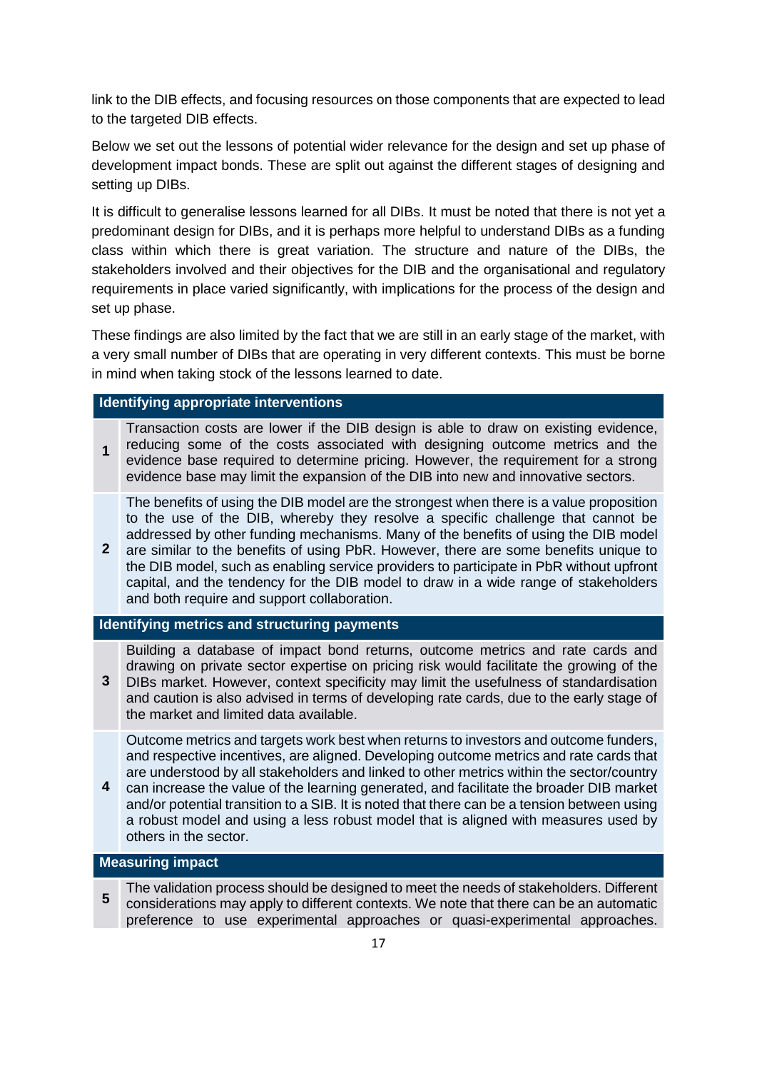link to the DIB effects, and focusing resources on those components that are expected to lead to the targeted DIB effects.

Below we set out the lessons of potential wider relevance for the design and set up phase of development impact bonds. These are split out against the different stages of designing and setting up DIBs.

It is difficult to generalise lessons learned for all DIBs. It must be noted that there is not yet a predominant design for DIBs, and it is perhaps more helpful to understand DIBs as a funding class within which there is great variation. The structure and nature of the DIBs, the stakeholders involved and their objectives for the DIB and the organisational and regulatory requirements in place varied significantly, with implications for the process of the design and set up phase.

These findings are also limited by the fact that we are still in an early stage of the market, with a very small number of DIBs that are operating in very different contexts. This must be borne in mind when taking stock of the lessons learned to date.

| | |
|---|---|
| **Identifying appropriate interventions** | |
| **1** | Transaction costs are lower if the DIB design is able to draw on existing evidence, reducing some of the costs associated with designing outcome metrics and the evidence base required to determine pricing. However, the requirement for a strong evidence base may limit the expansion of the DIB into new and innovative sectors. |
| **2** | The benefits of using the DIB model are the strongest when there is a value proposition to the use of the DIB, whereby they resolve a specific challenge that cannot be addressed by other funding mechanisms. Many of the benefits of using the DIB model are similar to the benefits of using PbR. However, there are some benefits unique to the DIB model, such as enabling service providers to participate in PbR without upfront capital, and the tendency for the DIB model to draw in a wide range of stakeholders and both require and support collaboration. |
| **Identifying metrics and structuring payments** | |
| **3** | Building a database of impact bond returns, outcome metrics and rate cards and drawing on private sector expertise on pricing risk would facilitate the growing of the DIBs market. However, context specificity may limit the usefulness of standardisation and caution is also advised in terms of developing rate cards, due to the early stage of the market and limited data available. |
| **4** | Outcome metrics and targets work best when returns to investors and outcome funders, and respective incentives, are aligned. Developing outcome metrics and rate cards that are understood by all stakeholders and linked to other metrics within the sector/country can increase the value of the learning generated, and facilitate the broader DIB market and/or potential transition to a SIB. It is noted that there can be a tension between using a robust model and using a less robust model that is aligned with measures used by others in the sector. |
| **Measuring impact** | |
| **5** | The validation process should be designed to meet the needs of stakeholders. Different considerations may apply to different contexts. We note that there can be an automatic preference to use experimental approaches or quasi-experimental approaches. |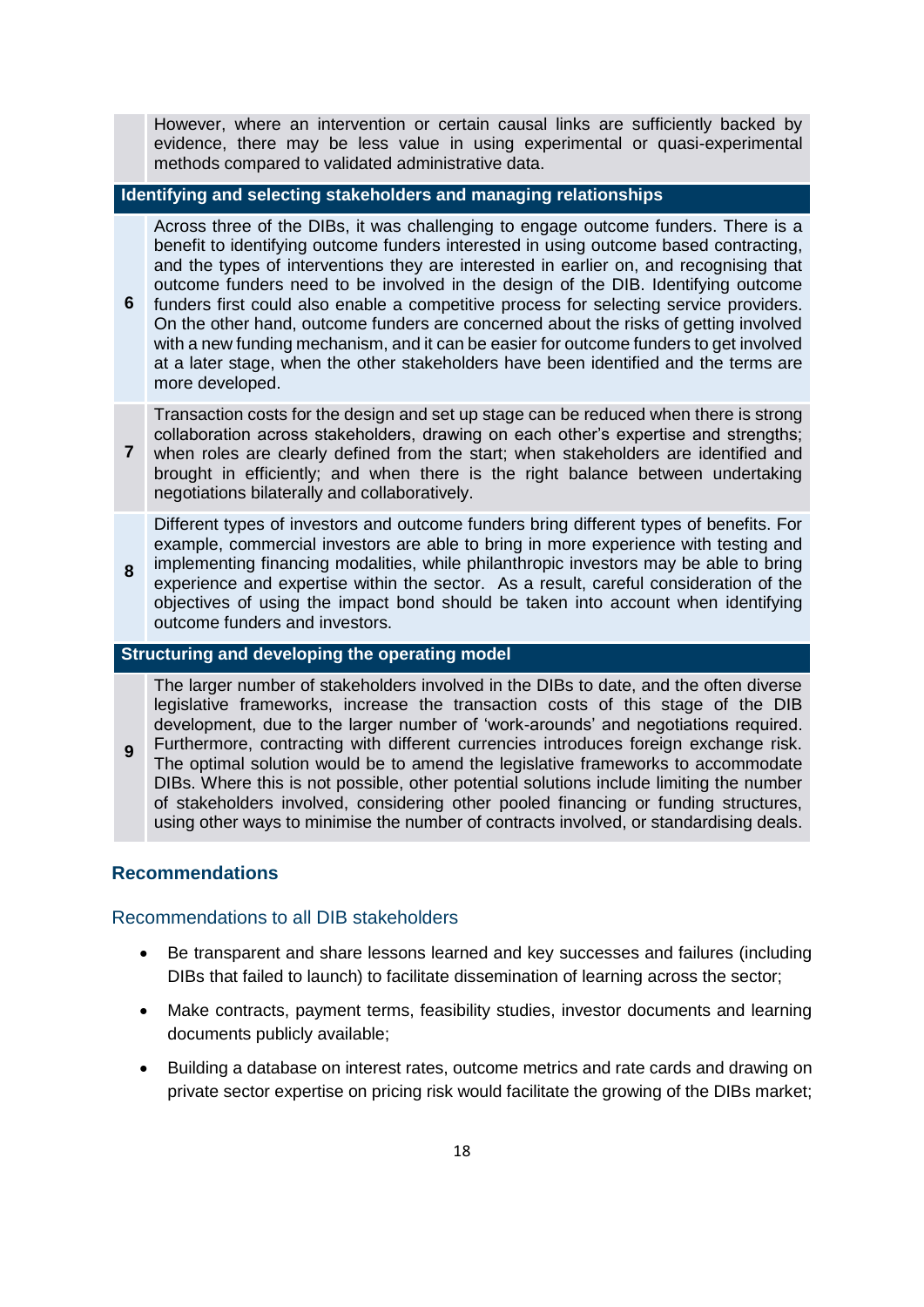| | |
|---|---|
| | However, where an intervention or certain causal links are sufficiently backed by evidence, there may be less value in using experimental or quasi-experimental methods compared to validated administrative data. |
| **Identifying and selecting stakeholders and managing relationships** | |
| **6** | Across three of the DIBs, it was challenging to engage outcome funders. There is a benefit to identifying outcome funders interested in using outcome based contracting, and the types of interventions they are interested in earlier on, and recognising that outcome funders need to be involved in the design of the DIB. Identifying outcome funders first could also enable a competitive process for selecting service providers. On the other hand, outcome funders are concerned about the risks of getting involved with a new funding mechanism, and it can be easier for outcome funders to get involved at a later stage, when the other stakeholders have been identified and the terms are more developed. |
| **7** | Transaction costs for the design and set up stage can be reduced when there is strong collaboration across stakeholders, drawing on each other's expertise and strengths; when roles are clearly defined from the start; when stakeholders are identified and brought in efficiently; and when there is the right balance between undertaking negotiations bilaterally and collaboratively. |
| **8** | Different types of investors and outcome funders bring different types of benefits. For example, commercial investors are able to bring in more experience with testing and implementing financing modalities, while philanthropic investors may be able to bring experience and expertise within the sector. As a result, careful consideration of the objectives of using the impact bond should be taken into account when identifying outcome funders and investors. |
| **Structuring and developing the operating model** | |
| **9** | The larger number of stakeholders involved in the DIBs to date, and the often diverse legislative frameworks, increase the transaction costs of this stage of the DIB development, due to the larger number of 'work-arounds' and negotiations required. Furthermore, contracting with different currencies introduces foreign exchange risk. The optimal solution would be to amend the legislative frameworks to accommodate DIBs. Where this is not possible, other potential solutions include limiting the number of stakeholders involved, considering other pooled financing or funding structures, using other ways to minimise the number of contracts involved, or standardising deals. |

## Recommendations

### Recommendations to all DIB stakeholders

- Be transparent and share lessons learned and key successes and failures (including DIBs that failed to launch) to facilitate dissemination of learning across the sector;
- Make contracts, payment terms, feasibility studies, investor documents and learning documents publicly available;
- Building a database on interest rates, outcome metrics and rate cards and drawing on private sector expertise on pricing risk would facilitate the growing of the DIBs market;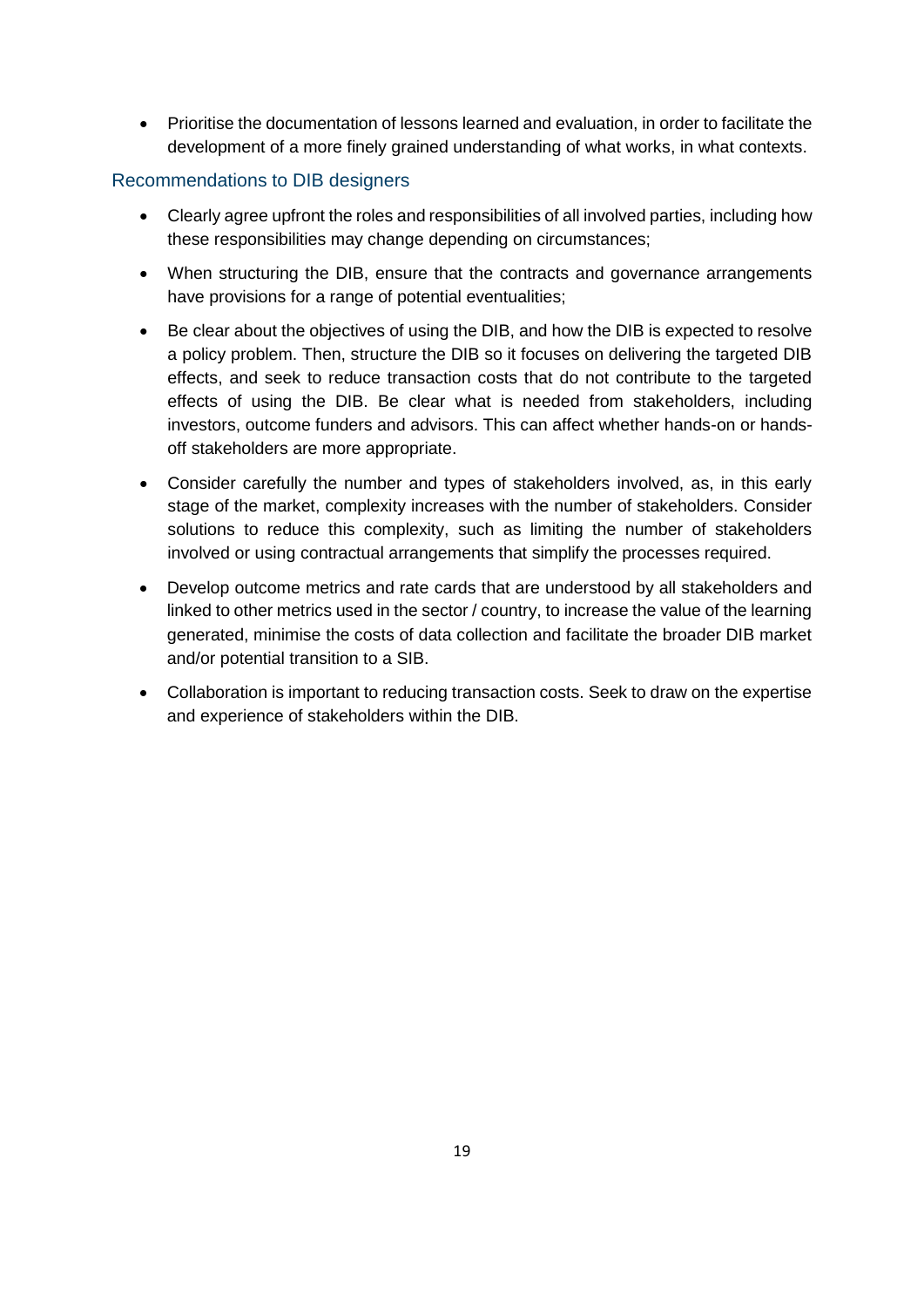- Prioritise the documentation of lessons learned and evaluation, in order to facilitate the development of a more finely grained understanding of what works, in what contexts.

## Recommendations to DIB designers

- Clearly agree upfront the roles and responsibilities of all involved parties, including how these responsibilities may change depending on circumstances;
- When structuring the DIB, ensure that the contracts and governance arrangements have provisions for a range of potential eventualities;
- Be clear about the objectives of using the DIB, and how the DIB is expected to resolve a policy problem. Then, structure the DIB so it focuses on delivering the targeted DIB effects, and seek to reduce transaction costs that do not contribute to the targeted effects of using the DIB. Be clear what is needed from stakeholders, including investors, outcome funders and advisors. This can affect whether hands-on or hands-off stakeholders are more appropriate.
- Consider carefully the number and types of stakeholders involved, as, in this early stage of the market, complexity increases with the number of stakeholders. Consider solutions to reduce this complexity, such as limiting the number of stakeholders involved or using contractual arrangements that simplify the processes required.
- Develop outcome metrics and rate cards that are understood by all stakeholders and linked to other metrics used in the sector / country, to increase the value of the learning generated, minimise the costs of data collection and facilitate the broader DIB market and/or potential transition to a SIB.
- Collaboration is important to reducing transaction costs. Seek to draw on the expertise and experience of stakeholders within the DIB.